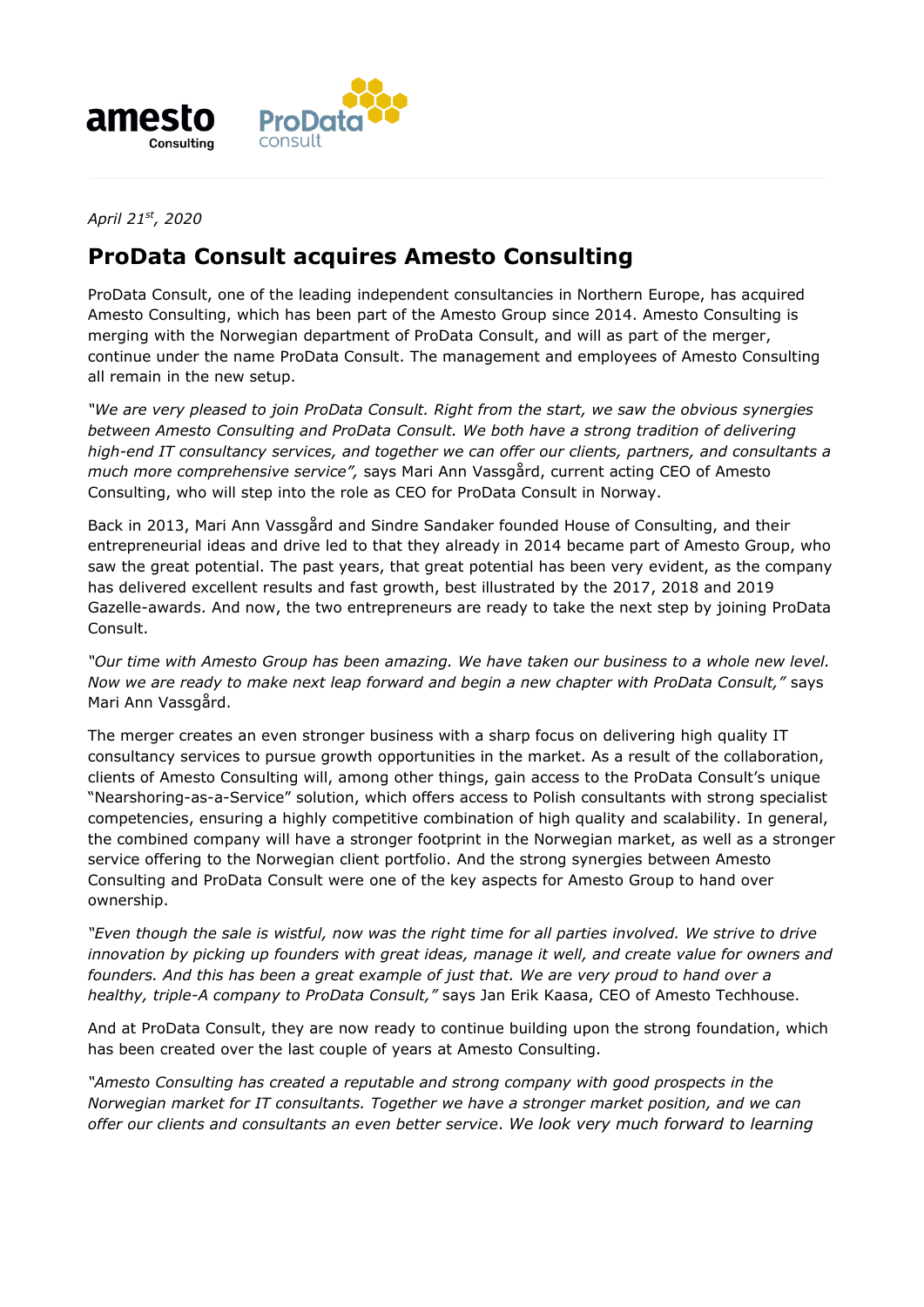*April 21st, 2020*

# ProData Consult acquires Amesto Consulting

ProData Consult, one of the leading independent consultancies in Northern Europe, has acquired Amesto Consulting, which has been part of the Amesto Group since 2014. Amesto Consulting is merging with the Norwegian department of ProData Consult, and will as part of the merger, continue under the name ProData Consult. The management and employees of Amesto Consulting all remain in the new setup.

*"We are very pleased to join ProData Consult. Right from the start, we saw the obvious synergies between Amesto Consulting and ProData Consult. We both have a strong tradition of delivering high-end IT consultancy services, and together we can offer our clients, partners, and consultants a much more comprehensive service",* says Mari Ann Vassgård, current acting CEO of Amesto Consulting, who will step into the role as CEO for ProData Consult in Norway.

Back in 2013, Mari Ann Vassgård and Sindre Sandaker founded House of Consulting, and their entrepreneurial ideas and drive led to that they already in 2014 became part of Amesto Group, who saw the great potential. The past years, that great potential has been very evident, as the company has delivered excellent results and fast growth, best illustrated by the 2017, 2018 and 2019 Gazelle-awards. And now, the two entrepreneurs are ready to take the next step by joining ProData Consult.

*"Our time with Amesto Group has been amazing. We have taken our business to a whole new level. Now we are ready to make next leap forward and begin a new chapter with ProData Consult,"* says Mari Ann Vassgård.

The merger creates an even stronger business with a sharp focus on delivering high quality IT consultancy services to pursue growth opportunities in the market. As a result of the collaboration, clients of Amesto Consulting will, among other things, gain access to the ProData Consult's unique "Nearshoring-as-a-Service" solution, which offers access to Polish consultants with strong specialist competencies, ensuring a highly competitive combination of high quality and scalability. In general, the combined company will have a stronger footprint in the Norwegian market, as well as a stronger service offering to the Norwegian client portfolio. And the strong synergies between Amesto Consulting and ProData Consult were one of the key aspects for Amesto Group to hand over ownership.

*"Even though the sale is wistful, now was the right time for all parties involved. We strive to drive innovation by picking up founders with great ideas, manage it well, and create value for owners and founders. And this has been a great example of just that. We are very proud to hand over a healthy, triple-A company to ProData Consult,"* says Jan Erik Kaasa, CEO of Amesto Techhouse.

And at ProData Consult, they are now ready to continue building upon the strong foundation, which has been created over the last couple of years at Amesto Consulting.

*"Amesto Consulting has created a reputable and strong company with good prospects in the Norwegian market for IT consultants. Together we have a stronger market position, and we can offer our clients and consultants an even better service. We look very much forward to learning*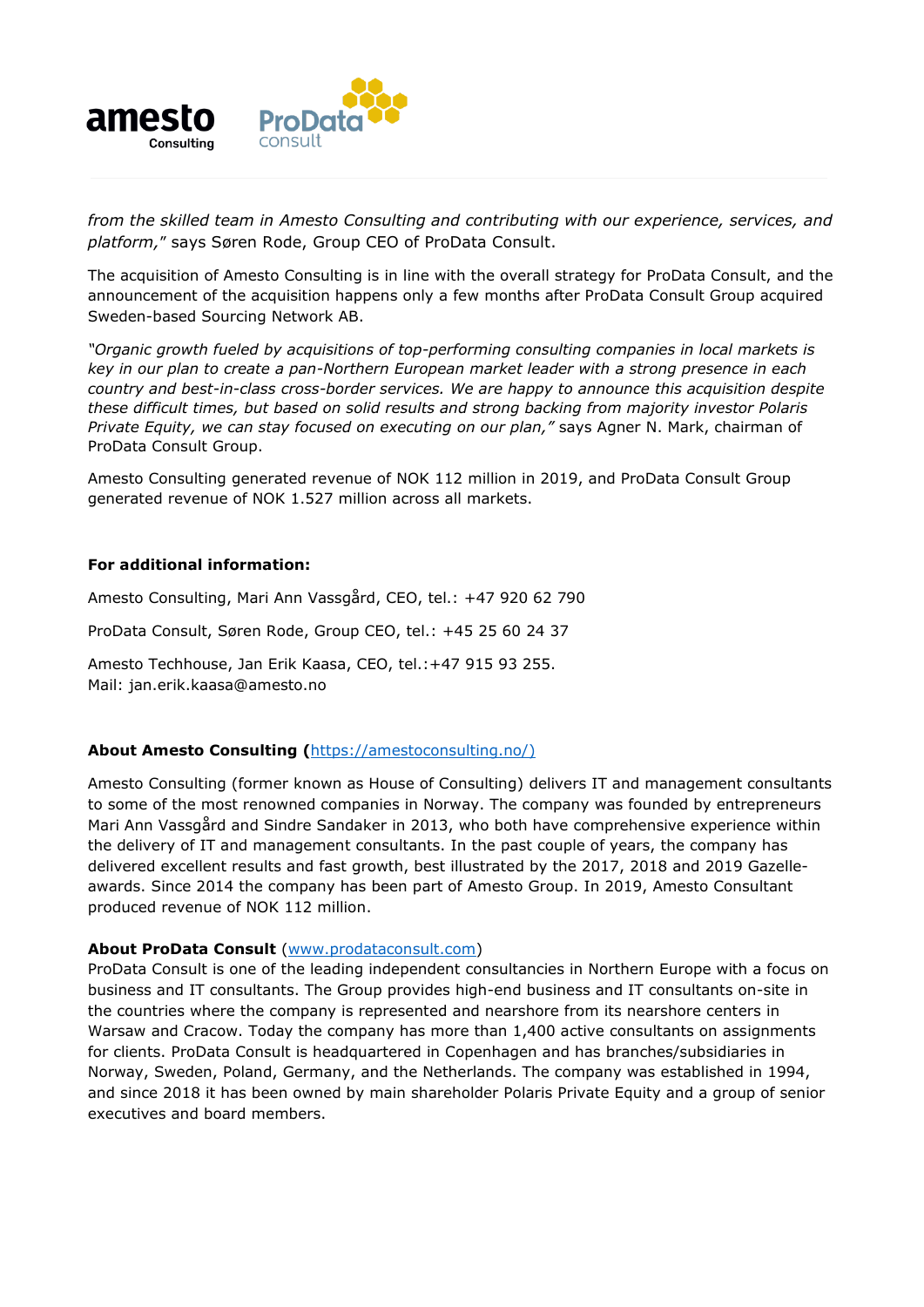*from the skilled team in Amesto Consulting and contributing with our experience, services, and platform,*" says Søren Rode, Group CEO of ProData Consult.

The acquisition of Amesto Consulting is in line with the overall strategy for ProData Consult, and the announcement of the acquisition happens only a few months after ProData Consult Group acquired Sweden-based Sourcing Network AB.

*"Organic growth fueled by acquisitions of top-performing consulting companies in local markets is key in our plan to create a pan-Northern European market leader with a strong presence in each country and best-in-class cross-border services. We are happy to announce this acquisition despite these difficult times, but based on solid results and strong backing from majority investor Polaris Private Equity, we can stay focused on executing on our plan,"* says Agner N. Mark, chairman of ProData Consult Group.

Amesto Consulting generated revenue of NOK 112 million in 2019, and ProData Consult Group generated revenue of NOK 1.527 million across all markets.

**For additional information:**

Amesto Consulting, Mari Ann Vassgård, CEO, tel.: +47 920 62 790

ProData Consult, Søren Rode, Group CEO, tel.: +45 25 60 24 37

Amesto Techhouse, Jan Erik Kaasa, CEO, tel.:+47 915 93 255.
Mail: jan.erik.kaasa@amesto.no

**About Amesto Consulting (**https://amestoconsulting.no/)

Amesto Consulting (former known as House of Consulting) delivers IT and management consultants to some of the most renowned companies in Norway. The company was founded by entrepreneurs Mari Ann Vassgård and Sindre Sandaker in 2013, who both have comprehensive experience within the delivery of IT and management consultants. In the past couple of years, the company has delivered excellent results and fast growth, best illustrated by the 2017, 2018 and 2019 Gazelle-awards. Since 2014 the company has been part of Amesto Group. In 2019, Amesto Consultant produced revenue of NOK 112 million.

**About ProData Consult** (www.prodataconsult.com)
ProData Consult is one of the leading independent consultancies in Northern Europe with a focus on business and IT consultants. The Group provides high-end business and IT consultants on-site in the countries where the company is represented and nearshore from its nearshore centers in Warsaw and Cracow. Today the company has more than 1,400 active consultants on assignments for clients. ProData Consult is headquartered in Copenhagen and has branches/subsidiaries in Norway, Sweden, Poland, Germany, and the Netherlands. The company was established in 1994, and since 2018 it has been owned by main shareholder Polaris Private Equity and a group of senior executives and board members.